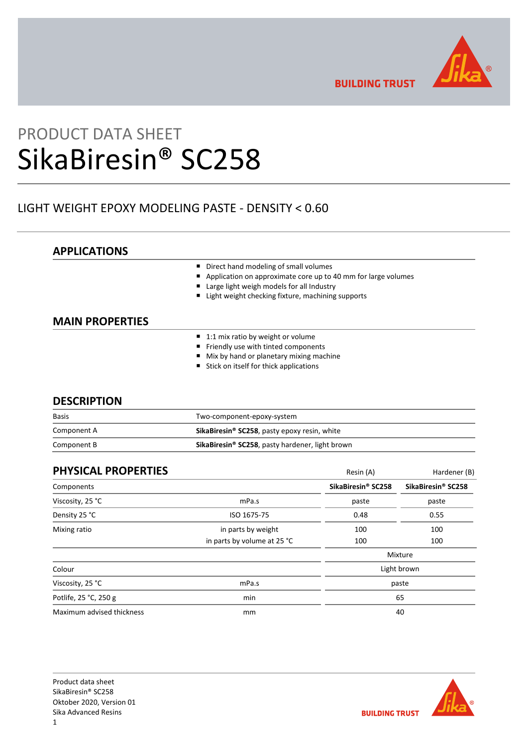PRODUCT DATA SHEET

# SikaBiresin® SC258

## LIGHT WEIGHT EPOXY MODELING PASTE - DENSITY < 0.60

## APPLICATIONS

- Direct hand modeling of small volumes
- Application on approximate core up to 40 mm for large volumes
- Large light weigh models for all Industry
- Light weight checking fixture, machining supports

## MAIN PROPERTIES

- 1:1 mix ratio by weight or volume
- Friendly use with tinted components
- Mix by hand or planetary mixing machine
- Stick on itself for thick applications

## DESCRIPTION

| | |
|---|---|
| Basis | Two-component-epoxy-system |
| Component A | **SikaBiresin® SC258**, pasty epoxy resin, white |
| Component B | **SikaBiresin® SC258**, pasty hardener, light brown |

## PHYSICAL PROPERTIES

| | | Resin (A) | Hardener (B) |
|---|---|---|---|
| Components | | **SikaBiresin® SC258** | **SikaBiresin® SC258** |
| Viscosity, 25 °C | mPa.s | paste | paste |
| Density 25 °C | ISO 1675-75 | 0.48 | 0.55 |
| Mixing ratio | in parts by weight | 100 | 100 |
| | in parts by volume at 25 °C | 100 | 100 |
| | | Mixture | |
| Colour | | Light brown | |
| Viscosity, 25 °C | mPa.s | paste | |
| Potlife, 25 °C, 250 g | min | 65 | |
| Maximum advised thickness | mm | 40 | |

Product data sheet
SikaBiresin® SC258
Oktober 2020, Version 01
Sika Advanced Resins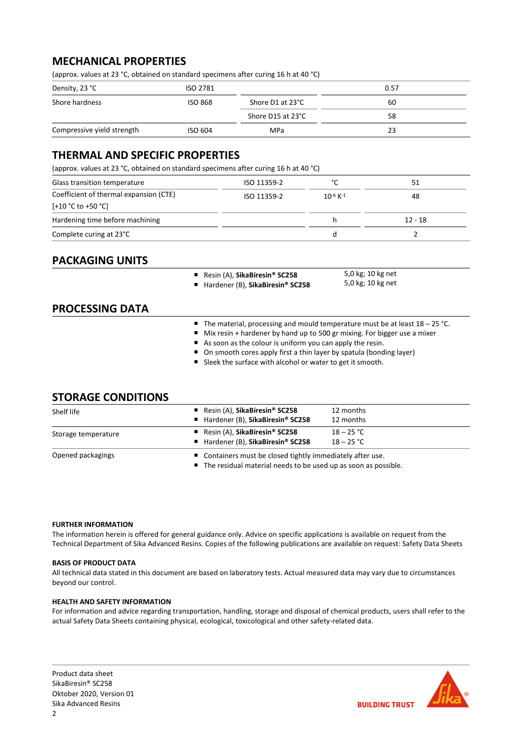## MECHANICAL PROPERTIES

(approx. values at 23 °C, obtained on standard specimens after curing 16 h at 40 °C)

| | | | |
|---|---|---|---|
| Density, 23 °C | ISO 2781 | | 0.57 |
| Shore hardness | ISO 868 | Shore D1 at 23°C | 60 |
| | | Shore D15 at 23°C | 58 |
| Compressive yield strength | ISO 604 | MPa | 23 |

## THERMAL AND SPECIFIC PROPERTIES

(approx. values at 23 °C, obtained on standard specimens after curing 16 h at 40 °C)

| | | | |
|---|---|---|---|
| Glass transition temperature | ISO 11359-2 | °C | 51 |
| Coefficient of thermal expansion (CTE) [+10 °C to +50 °C] | ISO 11359-2 | $10^{-6}$ $K^{-1}$ | 48 |
| Hardening time before machining | | h | 12 - 18 |
| Complete curing at 23°C | | d | 2 |

## PACKAGING UNITS

| | |
|---|---|
| Resin (A), **SikaBiresin® SC258** | 5,0 kg; 10 kg net |
| Hardener (B), **SikaBiresin® SC258** | 5,0 kg; 10 kg net |

## PROCESSING DATA

- The material, processing and mould temperature must be at least 18 – 25 °C.
- Mix resin + hardener by hand up to 500 gr mixing. For bigger use a mixer
- As soon as the colour is uniform you can apply the resin.
- On smooth cores apply first a thin layer by spatula (bonding layer)
- Sleek the surface with alcohol or water to get it smooth.

## STORAGE CONDITIONS

| | | |
|---|---|---|
| Shelf life | Resin (A), **SikaBiresin® SC258** | 12 months |
| | Hardener (B), **SikaBiresin® SC258** | 12 months |
| Storage temperature | Resin (A), **SikaBiresin® SC258** | 18 – 25 °C |
| | Hardener (B), **SikaBiresin® SC258** | 18 – 25 °C |
| Opened packagings | Containers must be closed tightly immediately after use. The residual material needs to be used up as soon as possible. | |

#### FURTHER INFORMATION

The information herein is offered for general guidance only. Advice on specific applications is available on request from the Technical Department of Sika Advanced Resins. Copies of the following publications are available on request: Safety Data Sheets

#### BASIS OF PRODUCT DATA

All technical data stated in this document are based on laboratory tests. Actual measured data may vary due to circumstances beyond our control.

#### HEALTH AND SAFETY INFORMATION

For information and advice regarding transportation, handling, storage and disposal of chemical products, users shall refer to the actual Safety Data Sheets containing physical, ecological, toxicological and other safety-related data.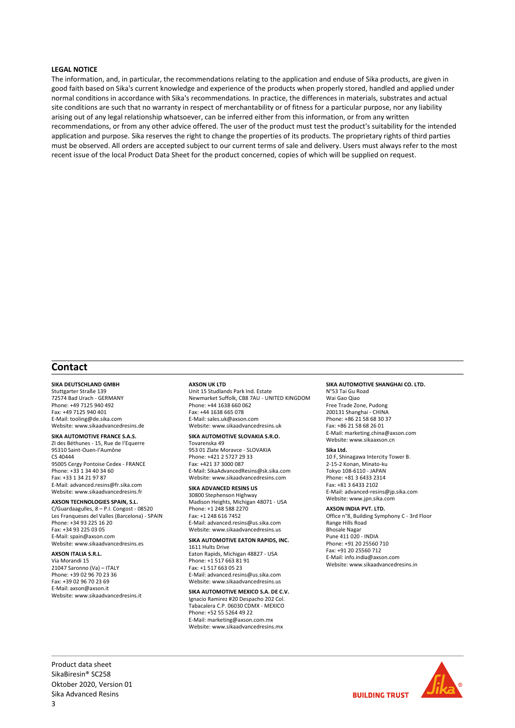**LEGAL NOTICE**

The information, and, in particular, the recommendations relating to the application and enduse of Sika products, are given in good faith based on Sika's current knowledge and experience of the products when properly stored, handled and applied under normal conditions in accordance with Sika's recommendations. In practice, the differences in materials, substrates and actual site conditions are such that no warranty in respect of merchantability or of fitness for a particular purpose, nor any liability arising out of any legal relationship whatsoever, can be inferred either from this information, or from any written recommendations, or from any other advice offered. The user of the product must test the product's suitability for the intended application and purpose. Sika reserves the right to change the properties of its products. The proprietary rights of third parties must be observed. All orders are accepted subject to our current terms of sale and delivery. Users must always refer to the most recent issue of the local Product Data Sheet for the product concerned, copies of which will be supplied on request.

## Contact

**SIKA DEUTSCHLAND GMBH**
Stuttgarter Straße 139
72574 Bad Urach - GERMANY
Phone: +49 7125 940 492
Fax: +49 7125 940 401
E-Mail: tooling@de.sika.com
Website: www.sikaadvancedresins.de

**SIKA AUTOMOTIVE FRANCE S.A.S.**
ZI des Béthunes - 15, Rue de l'Equerre
95310 Saint-Ouen-l'Aumône
CS 40444
95005 Cergy Pontoise Cedex - FRANCE
Phone: +33 1 34 40 34 60
Fax: +33 1 34 21 97 87
E-Mail: advanced.resins@fr.sika.com
Website: www.sikaadvancedresins.fr

**AXSON TECHNOLOGIES SPAIN, S.L.**
C/Guardaagulles, 8 – P.I. Congost - 08520
Les Franqueses del Valles (Barcelona) - SPAIN
Phone: +34 93 225 16 20
Fax: +34 93 225 03 05
E-Mail: spain@axson.com
Website: www.sikaadvancedresins.es

**AXSON ITALIA S.R.L.**
Via Morandi 15
21047 Saronno (Va) – ITALY
Phone: +39 02 96 70 23 36
Fax: +39 02 96 70 23 69
E-Mail: axson@axson.it
Website: www.sikaadvancedresins.it

**AXSON UK LTD**
Unit 15 Studlands Park Ind. Estate
Newmarket Suffolk, CB8 7AU - UNITED KINGDOM
Phone: +44 1638 660 062
Fax: +44 1638 665 078
E-Mail: sales.uk@axson.com
Website: www.sikaadvancedresins.uk

**SIKA AUTOMOTIVE SLOVAKIA S.R.O.**
Tovarenska 49
953 01 Zlate Moravce - SLOVAKIA
Phone: +421 2 5727 29 33
Fax: +421 37 3000 087
E-Mail: SikaAdvancedResins@sk.sika.com
Website: www.sikaadvancedresins.com

**SIKA ADVANCED RESINS US**
30800 Stephenson Highway
Madison Heights, Michigan 48071 - USA
Phone: +1 248 588 2270
Fax: +1 248 616 7452
E-Mail: advanced.resins@us.sika.com
Website: www.sikaadvancedresins.us

**SIKA AUTOMOTIVE EATON RAPIDS, INC.**
1611 Hults Drive
Eaton Rapids, Michigan 48827 - USA
Phone: +1 517 663 81 91
Fax: +1 517 663 05 23
E-Mail: advanced.resins@us.sika.com
Website: www.sikaadvancedresins.us

**SIKA AUTOMOTIVE MEXICO S.A. DE C.V.**
Ignacio Ramirez #20 Despacho 202 Col.
Tabacalera C.P. 06030 CDMX - MEXICO
Phone: +52 55 5264 49 22
E-Mail: marketing@axson.com.mx
Website: www.sikaadvancedresins.mx

**SIKA AUTOMOTIVE SHANGHAI CO. LTD.**
N°53 Tai Gu Road
Wai Gao Qiao
Free Trade Zone, Pudong
200131 Shanghai - CHINA
Phone: +86 21 58 68 30 37
Fax: +86 21 58 68 26 01
E-Mail: marketing.china@axson.com
Website: www.sikaaxson.cn

**Sika Ltd.**
10 F, Shinagawa Intercity Tower B.
2-15-2 Konan, Minato-ku
Tokyo 108-6110 - JAPAN
Phone: +81 3 6433 2314
Fax: +81 3 6433 2102
E-Mail: advanced-resins@jp.sika.com
Website: www.jpn.sika.com

**AXSON INDIA PVT. LTD.**
Office n°8, Building Symphony C - 3rd Floor
Range Hills Road
Bhosale Nagar
Pune 411 020 - INDIA
Phone: +91 20 25560 710
Fax: +91 20 25560 712
E-Mail: info.india@axson.com
Website: www.sikaadvancedresins.in

Product data sheet
SikaBiresin® SC258
Oktober 2020, Version 01
Sika Advanced Resins

BUILDING TRUST